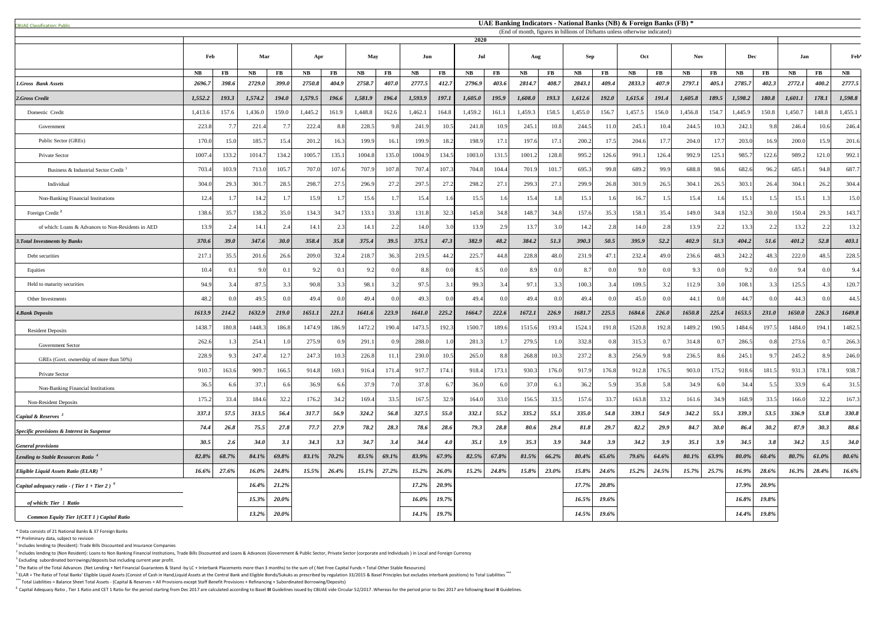CBUAE Classification: Public

# UAE Banking Indicators - National Banks (NB) & Foreign Banks (FB) *

(End of month, figures in billions of Dirhams unless otherwise indicated)

| | 2020 | | | | | | | | | | | | | | | | | | | | | | | | | |
|---|---|---|---|---|---|---|---|---|---|---|---|---|---|---|---|---|---|---|---|---|---|---|---|---|---|---|
| | Feb | | Mar | | Apr | | May | | Jun | | Jul | | Aug | | Sep | | Oct | | Nov | | Dec | | Jan | | Feb* | |
| | NB | FB | NB | FB | NB | FB | NB | FB | NB | FB | NB | FB | NB | FB | NB | FB | NB | FB | NB | FB | NB | FB | NB | FB | NB | |
| ***1.Gross Bank Assets*** | *2696.7* | *398.6* | *2729.0* | *399.0* | *2750.8* | *404.9* | *2758.7* | *407.0* | *2777.5* | *412.7* | *2796.9* | *403.6* | *2814.7* | *408.7* | *2843.1* | *409.4* | *2833.3* | *407.9* | *2797.1* | *405.1* | *2785.7* | *402.3* | *2772.1* | *400.2* | *2777.5* | |
| ***2.Gross Credit*** | *1,552.2* | *193.3* | *1,574.2* | *194.0* | *1,579.5* | *196.6* | *1,581.9* | *196.4* | *1,593.9* | *197.1* | *1,605.0* | *195.9* | *1,608.0* | *193.3* | *1,612.6* | *192.0* | *1,615.6* | *191.4* | *1,605.8* | *189.5* | *1,598.2* | *180.8* | *1,601.1* | *178.1* | *1,598.8* | |
| Domestic Credit | 1,413.6 | 157.6 | 1,436.0 | 159.0 | 1,445.2 | 161.9 | 1,448.8 | 162.6 | 1,462.1 | 164.8 | 1,459.2 | 161.1 | 1,459.3 | 158.5 | 1,455.0 | 156.7 | 1,457.5 | 156.0 | 1,456.8 | 154.7 | 1,445.9 | 150.8 | 1,450.7 | 148.8 | 1,455.1 | |
| Government | 223.8 | 7.7 | 221.4 | 7.7 | 222.4 | 8.8 | 228.5 | 9.8 | 241.9 | 10.5 | 241.8 | 10.9 | 245.1 | 10.8 | 244.5 | 11.0 | 245.1 | 10.4 | 244.5 | 10.3 | 242.1 | 9.8 | 246.4 | 10.6 | 246.4 | |
| Public Sector (GREs) | 170.0 | 15.0 | 185.7 | 15.4 | 201.2 | 16.3 | 199.9 | 16.1 | 199.9 | 18.2 | 198.9 | 17.1 | 197.6 | 17.1 | 200.2 | 17.5 | 204.6 | 17.7 | 204.0 | 17.7 | 203.0 | 16.9 | 200.0 | 15.9 | 201.6 | |
| Private Sector | 1007.4 | 133.2 | 1014.7 | 134.2 | 1005.7 | 135.1 | 1004.8 | 135.0 | 1004.9 | 134.5 | 1003.0 | 131.5 | 1001.2 | 128.8 | 995.2 | 126.6 | 991.1 | 126.4 | 992.9 | 125.1 | 985.7 | 122.6 | 989.2 | 121.0 | 992.1 | |
| Business & Industrial Sector Credit [1] | 703.4 | 103.9 | 713.0 | 105.7 | 707.0 | 107.6 | 707.9 | 107.8 | 707.4 | 107.3 | 704.8 | 104.4 | 701.9 | 101.7 | 695.3 | 99.8 | 689.2 | 99.9 | 688.8 | 98.6 | 682.6 | 96.2 | 685.1 | 94.8 | 687.7 | |
| Individual | 304.0 | 29.3 | 301.7 | 28.5 | 298.7 | 27.5 | 296.9 | 27.2 | 297.5 | 27.2 | 298.2 | 27.1 | 299.3 | 27.1 | 299.9 | 26.8 | 301.9 | 26.5 | 304.1 | 26.5 | 303.1 | 26.4 | 304.1 | 26.2 | 304.4 | |
| Non-Banking Financial Institutions | 12.4 | 1.7 | 14.2 | 1.7 | 15.9 | 1.7 | 15.6 | 1.7 | 15.4 | 1.6 | 15.5 | 1.6 | 15.4 | 1.8 | 15.1 | 1.6 | 16.7 | 1.5 | 15.4 | 1.6 | 15.1 | 1.5 | 15.1 | 1.3 | 15.0 | |
| Foreign Credit [2] | 138.6 | 35.7 | 138.2 | 35.0 | 134.3 | 34.7 | 133.1 | 33.8 | 131.8 | 32.3 | 145.8 | 34.8 | 148.7 | 34.8 | 157.6 | 35.3 | 158.1 | 35.4 | 149.0 | 34.8 | 152.3 | 30.0 | 150.4 | 29.3 | 143.7 | |
| of which: Loans & Advances to Non-Residents in AED | 13.9 | 2.4 | 14.1 | 2.4 | 14.1 | 2.3 | 14.1 | 2.2 | 14.0 | 3.0 | 13.9 | 2.9 | 13.7 | 3.0 | 14.2 | 2.8 | 14.0 | 2.8 | 13.9 | 2.2 | 13.3 | 2.2 | 13.2 | 2.2 | 13.2 | |
| ***3.Total Investments by Banks*** | *370.6* | *39.0* | *347.6* | *30.0* | *358.4* | *35.8* | *375.4* | *39.5* | *375.1* | *47.3* | *382.9* | *48.2* | *384.2* | *51.3* | *390.3* | *50.5* | *395.9* | *52.2* | *402.9* | *51.3* | *404.2* | *51.6* | *401.2* | *52.8* | *403.1* | |
| Debt securities | 217.1 | 35.5 | 201.6 | 26.6 | 209.0 | 32.4 | 218.7 | 36.3 | 219.5 | 44.2 | 225.7 | 44.8 | 228.8 | 48.0 | 231.9 | 47.1 | 232.4 | 49.0 | 236.6 | 48.3 | 242.2 | 48.3 | 222.0 | 48.5 | 228.5 | |
| Equities | 10.4 | 0.1 | 9.0 | 0.1 | 9.2 | 0.1 | 9.2 | 0.0 | 8.8 | 0.0 | 8.5 | 0.0 | 8.9 | 0.0 | 8.7 | 0.0 | 9.0 | 0.0 | 9.3 | 0.0 | 9.2 | 0.0 | 9.4 | 0.0 | 9.4 | |
| Held to maturity securities | 94.9 | 3.4 | 87.5 | 3.3 | 90.8 | 3.3 | 98.1 | 3.2 | 97.5 | 3.1 | 99.3 | 3.4 | 97.1 | 3.3 | 100.3 | 3.4 | 109.5 | 3.2 | 112.9 | 3.0 | 108.1 | 3.3 | 125.5 | 4.3 | 120.7 | |
| Other Investments | 48.2 | 0.0 | 49.5 | 0.0 | 49.4 | 0.0 | 49.4 | 0.0 | 49.3 | 0.0 | 49.4 | 0.0 | 49.4 | 0.0 | 49.4 | 0.0 | 45.0 | 0.0 | 44.1 | 0.0 | 44.7 | 0.0 | 44.3 | 0.0 | 44.5 | |
| ***4.Bank Deposits*** | *1613.9* | *214.2* | *1632.9* | *219.0* | *1651.1* | *221.1* | *1641.6* | *223.9* | *1641.0* | *225.2* | *1664.7* | *222.6* | *1672.1* | *226.9* | *1681.7* | *225.5* | *1684.6* | *226.0* | *1650.8* | *225.4* | *1653.5* | *231.0* | *1650.0* | *226.3* | *1649.8* | |
| Resident Deposits | 1438.7 | 180.8 | 1448.3 | 186.8 | 1474.9 | 186.9 | 1472.2 | 190.4 | 1473.5 | 192.3 | 1500.7 | 189.6 | 1515.6 | 193.4 | 1524.1 | 191.8 | 1520.8 | 192.8 | 1489.2 | 190.5 | 1484.6 | 197.5 | 1484.0 | 194.1 | 1482.5 | |
| Government Sector | 262.6 | 1.3 | 254.1 | 1.0 | 275.9 | 0.9 | 291.1 | 0.9 | 288.0 | 1.0 | 281.3 | 1.7 | 279.5 | 1.0 | 332.8 | 0.8 | 315.3 | 0.7 | 314.8 | 0.7 | 286.5 | 0.8 | 273.6 | 0.7 | 266.3 | |
| GREs (Govt. ownership of more than 50%) | 228.9 | 9.3 | 247.4 | 12.7 | 247.3 | 10.3 | 226.8 | 11.1 | 230.0 | 10.5 | 265.0 | 8.8 | 268.8 | 10.3 | 237.2 | 8.3 | 256.9 | 9.8 | 236.5 | 8.6 | 245.1 | 9.7 | 245.2 | 8.9 | 246.0 | |
| Private Sector | 910.7 | 163.6 | 909.7 | 166.5 | 914.8 | 169.1 | 916.4 | 171.4 | 917.7 | 174.1 | 918.4 | 173.1 | 930.3 | 176.0 | 917.9 | 176.8 | 912.8 | 176.5 | 903.0 | 175.2 | 918.6 | 181.5 | 931.3 | 178.1 | 938.7 | |
| Non-Banking Financial Institutions | 36.5 | 6.6 | 37.1 | 6.6 | 36.9 | 6.6 | 37.9 | 7.0 | 37.8 | 6.7 | 36.0 | 6.0 | 37.0 | 6.1 | 36.2 | 5.9 | 35.8 | 5.8 | 34.9 | 6.0 | 34.4 | 5.5 | 33.9 | 6.4 | 31.5 | |
| Non-Resident Deposits | 175.2 | 33.4 | 184.6 | 32.2 | 176.2 | 34.2 | 169.4 | 33.5 | 167.5 | 32.9 | 164.0 | 33.0 | 156.5 | 33.5 | 157.6 | 33.7 | 163.8 | 33.2 | 161.6 | 34.9 | 168.9 | 33.5 | 166.0 | 32.2 | 167.3 | |
| ***Capital & Reserves [3]*** | *337.1* | *57.5* | *313.5* | *56.4* | *317.7* | *56.9* | *324.2* | *56.8* | *327.5* | *55.0* | *332.1* | *55.2* | *335.2* | *55.1* | *335.0* | *54.8* | *339.1* | *54.9* | *342.2* | *55.1* | *339.3* | *53.5* | *336.9* | *53.8* | *330.8* | |
| ***Specific provisions & Interest in Suspense*** | *74.4* | *26.8* | *75.5* | *27.8* | *77.7* | *27.9* | *78.2* | *28.3* | *78.6* | *28.6* | *79.3* | *28.8* | *80.6* | *29.4* | *81.8* | *29.7* | *82.2* | *29.9* | *84.7* | *30.0* | *86.4* | *30.2* | *87.9* | *30.3* | *88.6* | |
| ***General provisions*** | *30.5* | *2.6* | *34.0* | *3.1* | *34.3* | *3.3* | *34.7* | *3.4* | *34.4* | *4.0* | *35.1* | *3.9* | *35.3* | *3.9* | *34.8* | *3.9* | *34.2* | *3.9* | *35.1* | *3.9* | *34.5* | *3.8* | *34.2* | *3.5* | *34.0* | |
| ***Lending to Stable Resources Ratio [4]*** | *82.8%* | *68.7%* | *84.1%* | *69.8%* | *83.1%* | *70.2%* | *83.5%* | *69.1%* | *83.9%* | *67.9%* | *82.5%* | *67.8%* | *81.5%* | *66.2%* | *80.4%* | *65.6%* | *79.6%* | *64.6%* | *80.1%* | *63.9%* | *80.0%* | *60.4%* | *80.7%* | *61.0%* | *80.6%* | |
| ***Eligible Liquid Assets Ratio (ELAR) [5]*** | *16.6%* | *27.6%* | *16.0%* | *24.8%* | *15.5%* | *26.4%* | *15.1%* | *27.2%* | *15.2%* | *26.0%* | *15.2%* | *24.8%* | *15.8%* | *23.0%* | *15.8%* | *24.6%* | *15.2%* | *24.5%* | *15.7%* | *25.7%* | *16.9%* | *28.6%* | *16.3%* | *28.4%* | *16.6%* | |
| ***Capital adequacy ratio - ( Tier 1 + Tier 2 ) [6]*** | | | *16.4%* | *21.2%* | | | | | *17.2%* | *20.9%* | | | | | *17.7%* | *20.8%* | | | | | *17.9%* | *20.9%* | | | | |
| ***of which: Tier 1 Ratio*** | | | *15.3%* | *20.0%* | | | | | *16.0%* | *19.7%* | | | | | *16.5%* | *19.6%* | | | | | *16.8%* | *19.8%* | | | | |
| ***Common Equity Tier 1(CET 1 ) Capital Ratio*** | | | *13.2%* | *20.0%* | | | | | *14.1%* | *19.7%* | | | | | *14.5%* | *19.6%* | | | | | *14.4%* | *19.8%* | | | | |

\* Data consists of 21 National Banks & 37 Foreign Banks

** Preliminary data, subject to revision

[1] Includes lending to (Resident): Trade Bills Discounted and Insurance Companies

[2] Includes lending to (Non Resident): Loans to Non Banking Financial Institutions, Trade Bills Discounted and Loans & Advances (Government & Public Sector, Private Sector (corporate and Individuals ) in Local and Foreign Currency

[3] Excluding subordinated borrowings/deposits but including current year profit.

[4] The Ratio of the Total Advances (Net Lending + Net Financial Guarantees & Stand -by LC + Interbank Placements more than 3 months) to the sum of ( Net Free Capital Funds + Total Other Stable Resources)

[5] ELAR = The Ratio of Total Banks' Eligible Liquid Assets (Consist of Cash in Hand,Liquid Assets at the Central Bank and Eligible Bonds/Sukuks as prescribed by regulation 33/2015 & Basel Principles but excludes interbank positions) to Total Liabilities ***

*** Total Liabilities = Balance Sheet Total Assets - (Capital & Reserves + All Provisions except Staff Benefit Provisions + Refinancing + Subordinated Borrowing/Deposits)

[6] Capital Adequacy Ratio , Tier 1 Ratio and CET 1 Ratio for the period starting from Dec 2017 are calculated according to Basel III Guidelines issued by CBUAE vide Circular 52/2017 .Whereas for the period prior to Dec 2017 are following Basel II Guidelines.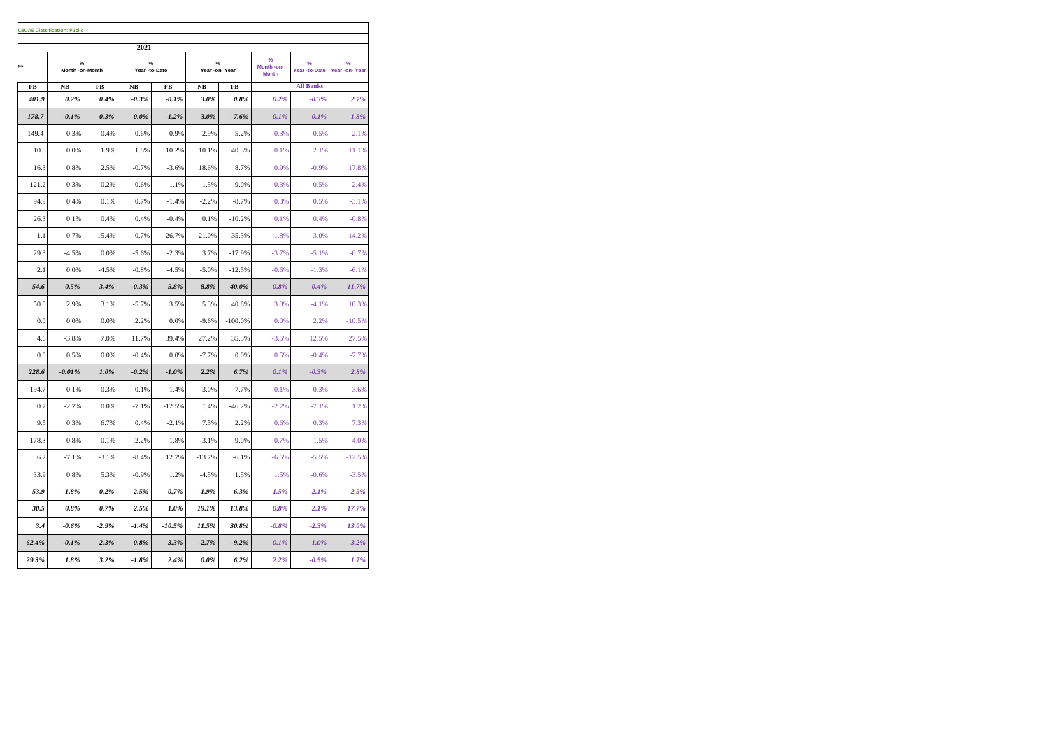CBUAE Classification: Public

| | 2021 | | | | | | | | |
|---|---|---|---|---|---|---|---|---|---|
| | % Month -on-Month | | % Year -to-Date | | % Year -on- Year | | % Month -on-Month | % Year -to-Date | % Year -on- Year |
| FB | NB | FB | NB | FB | NB | FB | All Banks | | |
| *401.9* | *0.2%* | *0.4%* | *-0.3%* | *-0.1%* | *3.0%* | *0.8%* | *0.2%* | *-0.3%* | *2.7%* |
| *178.7* | *-0.1%* | *0.3%* | *0.0%* | *-1.2%* | *3.0%* | *-7.6%* | *-0.1%* | *-0.1%* | *1.8%* |
| 149.4 | 0.3% | 0.4% | 0.6% | -0.9% | 2.9% | -5.2% | 0.3% | 0.5% | 2.1% |
| 10.8 | 0.0% | 1.9% | 1.8% | 10.2% | 10.1% | 40.3% | 0.1% | 2.1% | 11.1% |
| 16.3 | 0.8% | 2.5% | -0.7% | -3.6% | 18.6% | 8.7% | 0.9% | -0.9% | 17.8% |
| 121.2 | 0.3% | 0.2% | 0.6% | -1.1% | -1.5% | -9.0% | 0.3% | 0.5% | -2.4% |
| 94.9 | 0.4% | 0.1% | 0.7% | -1.4% | -2.2% | -8.7% | 0.3% | 0.5% | -3.1% |
| 26.3 | 0.1% | 0.4% | 0.4% | -0.4% | 0.1% | -10.2% | 0.1% | 0.4% | -0.8% |
| 1.1 | -0.7% | -15.4% | -0.7% | -26.7% | 21.0% | -35.3% | -1.8% | -3.0% | 14.2% |
| 29.3 | -4.5% | 0.0% | -5.6% | -2.3% | 3.7% | -17.9% | -3.7% | -5.1% | -0.7% |
| 2.1 | 0.0% | -4.5% | -0.8% | -4.5% | -5.0% | -12.5% | -0.6% | -1.3% | -6.1% |
| *54.6* | *0.5%* | *3.4%* | *-0.3%* | *5.8%* | *8.8%* | *40.0%* | *0.8%* | *0.4%* | *11.7%* |
| 50.0 | 2.9% | 3.1% | -5.7% | 3.5% | 5.3% | 40.8% | 3.0% | -4.1% | 10.3% |
| 0.0 | 0.0% | 0.0% | 2.2% | 0.0% | -9.6% | -100.0% | 0.0% | 2.2% | -10.5% |
| 4.6 | -3.8% | 7.0% | 11.7% | 39.4% | 27.2% | 35.3% | -3.5% | 12.5% | 27.5% |
| 0.0 | 0.5% | 0.0% | -0.4% | 0.0% | -7.7% | 0.0% | 0.5% | -0.4% | -7.7% |
| *228.6* | *-0.01%* | *1.0%* | *-0.2%* | *-1.0%* | *2.2%* | *6.7%* | *0.1%* | *-0.3%* | *2.8%* |
| 194.7 | -0.1% | 0.3% | -0.1% | -1.4% | 3.0% | 7.7% | -0.1% | -0.3% | 3.6% |
| 0.7 | -2.7% | 0.0% | -7.1% | -12.5% | 1.4% | -46.2% | -2.7% | -7.1% | 1.2% |
| 9.5 | 0.3% | 6.7% | 0.4% | -2.1% | 7.5% | 2.2% | 0.6% | 0.3% | 7.3% |
| 178.3 | 0.8% | 0.1% | 2.2% | -1.8% | 3.1% | 9.0% | 0.7% | 1.5% | 4.0% |
| 6.2 | -7.1% | -3.1% | -8.4% | 12.7% | -13.7% | -6.1% | -6.5% | -5.5% | -12.5% |
| 33.9 | 0.8% | 5.3% | -0.9% | 1.2% | -4.5% | 1.5% | 1.5% | -0.6% | -3.5% |
| *53.9* | *-1.8%* | *0.2%* | *-2.5%* | *0.7%* | *-1.9%* | *-6.3%* | *-1.5%* | *-2.1%* | *-2.5%* |
| *30.5* | *0.8%* | *0.7%* | *2.5%* | *1.0%* | *19.1%* | *13.8%* | *0.8%* | *2.1%* | *17.7%* |
| *3.4* | *-0.6%* | *-2.9%* | *-1.4%* | *-10.5%* | *11.5%* | *30.8%* | *-0.8%* | *-2.3%* | *13.0%* |
| *62.4%* | *-0.1%* | *2.3%* | *0.8%* | *3.3%* | *-2.7%* | *-9.2%* | *0.1%* | *1.0%* | *-3.2%* |
| *29.3%* | *1.8%* | *3.2%* | *-1.8%* | *2.4%* | *0.0%* | *6.2%* | *2.2%* | *-0.5%* | *1.7%* |